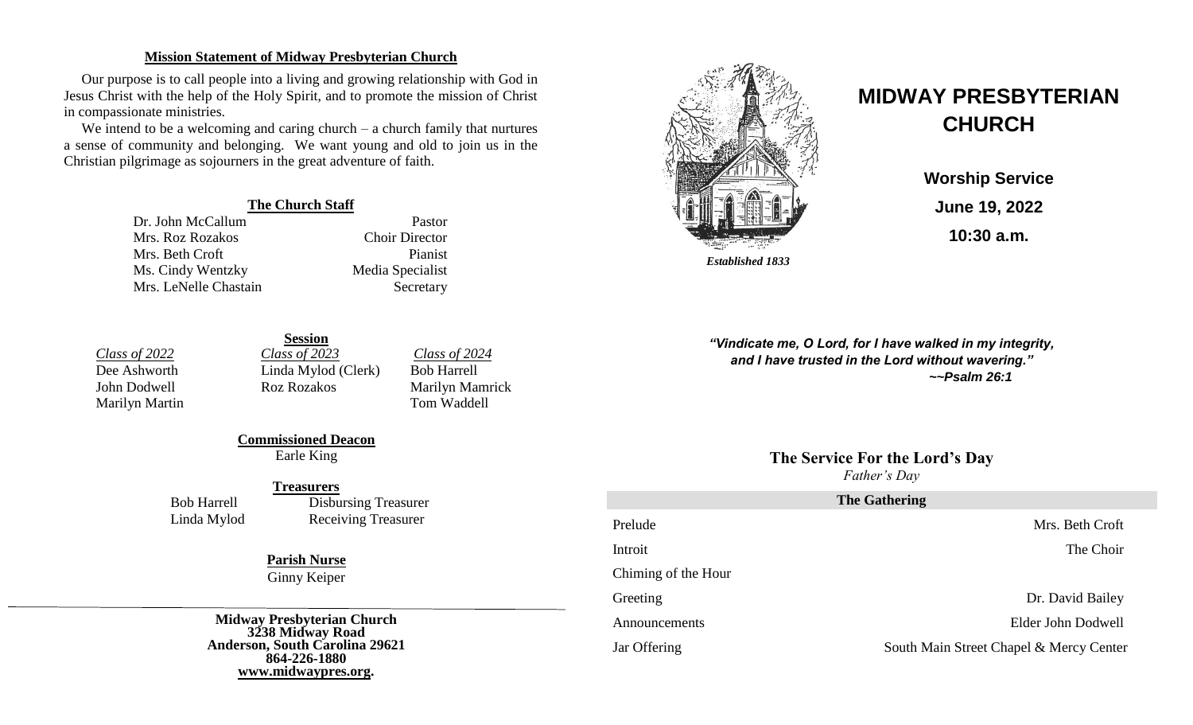## Mission Statement of Midway Presbyterian Church

Our purpose is to call people into a living and growing relationship with God in Jesus Christ with the help of the Holy Spirit, and to promote the mission of Christ in compassionate ministries.

We intend to be a welcoming and caring church – a church family that nurtures a sense of community and belonging. We want young and old to join us in the Christian pilgrimage as sojourners in the great adventure of faith.

### The Church Staff

| | |
|---|---|
| Dr. John McCallum | Pastor |
| Mrs. Roz Rozakos | Choir Director |
| Mrs. Beth Croft | Pianist |
| Ms. Cindy Wentzky | Media Specialist |
| Mrs. LeNelle Chastain | Secretary |

### Session

| *Class of 2022* | *Class of 2023* | *Class of 2024* |
|---|---|---|
| Dee Ashworth | Linda Mylod (Clerk) | Bob Harrell |
| John Dodwell | Roz Rozakos | Marilyn Mamrick |
| Marilyn Martin | | Tom Waddell |

### Commissioned Deacon

Earle King

### Treasurers

| | |
|---|---|
| Bob Harrell | Disbursing Treasurer |
| Linda Mylod | Receiving Treasurer |

### Parish Nurse

Ginny Keiper

**Midway Presbyterian Church**
**3238 Midway Road**
**Anderson, South Carolina 29621**
**864-226-1880**
**www.midwaypres.org.**

*Established 1833*

# MIDWAY PRESBYTERIAN CHURCH

**Worship Service**

**June 19, 2022**

**10:30 a.m.**

***"Vindicate me, O Lord, for I have walked in my integrity, and I have trusted in the Lord without wavering."***
***~~Psalm 26:1***

## The Service For the Lord's Day

*Father's Day*

### The Gathering

| | |
|---|---|
| Prelude | Mrs. Beth Croft |
| Introit | The Choir |
| Chiming of the Hour | |
| Greeting | Dr. David Bailey |
| Announcements | Elder John Dodwell |
| Jar Offering | South Main Street Chapel & Mercy Center |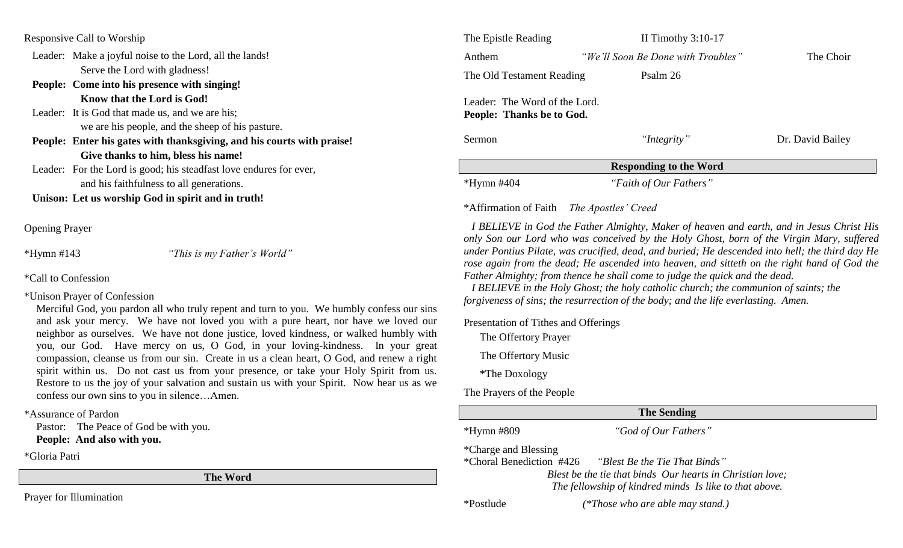Responsive Call to Worship

Leader: Make a joyful noise to the Lord, all the lands!
Serve the Lord with gladness!

**People: Come into his presence with singing!
Know that the Lord is God!**

Leader: It is God that made us, and we are his;
we are his people, and the sheep of his pasture.

**People: Enter his gates with thanksgiving, and his courts with praise!
Give thanks to him, bless his name!**

Leader: For the Lord is good; his steadfast love endures for ever,
and his faithfulness to all generations.

**Unison: Let us worship God in spirit and in truth!**

Opening Prayer

*Hymn #143 *"This is my Father's World"*

*Call to Confession

*Unison Prayer of Confession

Merciful God, you pardon all who truly repent and turn to you. We humbly confess our sins and ask your mercy. We have not loved you with a pure heart, nor have we loved our neighbor as ourselves. We have not done justice, loved kindness, or walked humbly with you, our God. Have mercy on us, O God, in your loving-kindness. In your great compassion, cleanse us from our sin. Create in us a clean heart, O God, and renew a right spirit within us. Do not cast us from your presence, or take your Holy Spirit from us. Restore to us the joy of your salvation and sustain us with your Spirit. Now hear us as we confess our own sins to you in silence…Amen.

*Assurance of Pardon

Pastor: The Peace of God be with you.
**People: And also with you.**

*Gloria Patri

## The Word

Prayer for Illumination

The Epistle Reading — II Timothy 3:10-17

Anthem — *"We'll Soon Be Done with Troubles"* — The Choir

The Old Testament Reading — Psalm 26

Leader: The Word of the Lord.
**People: Thanks be to God.**

Sermon — *"Integrity"* — Dr. David Bailey

## Responding to the Word

*Hymn #404 *"Faith of Our Fathers"*

*Affirmation of Faith *The Apostles' Creed*

*I BELIEVE in God the Father Almighty, Maker of heaven and earth, and in Jesus Christ His only Son our Lord who was conceived by the Holy Ghost, born of the Virgin Mary, suffered under Pontius Pilate, was crucified, dead, and buried; He descended into hell; the third day He rose again from the dead; He ascended into heaven, and sitteth on the right hand of God the Father Almighty; from thence he shall come to judge the quick and the dead.*

*I BELIEVE in the Holy Ghost; the holy catholic church; the communion of saints; the forgiveness of sins; the resurrection of the body; and the life everlasting. Amen.*

Presentation of Tithes and Offerings

The Offertory Prayer

The Offertory Music

*The Doxology

The Prayers of the People

## The Sending

*Hymn #809 *"God of Our Fathers"*

*Charge and Blessing

*Choral Benediction #426 *"Blest Be the Tie That Binds"*

*Blest be the tie that binds Our hearts in Christian love;
The fellowship of kindred minds Is like to that above.*

*Postlude *(*Those who are able may stand.)*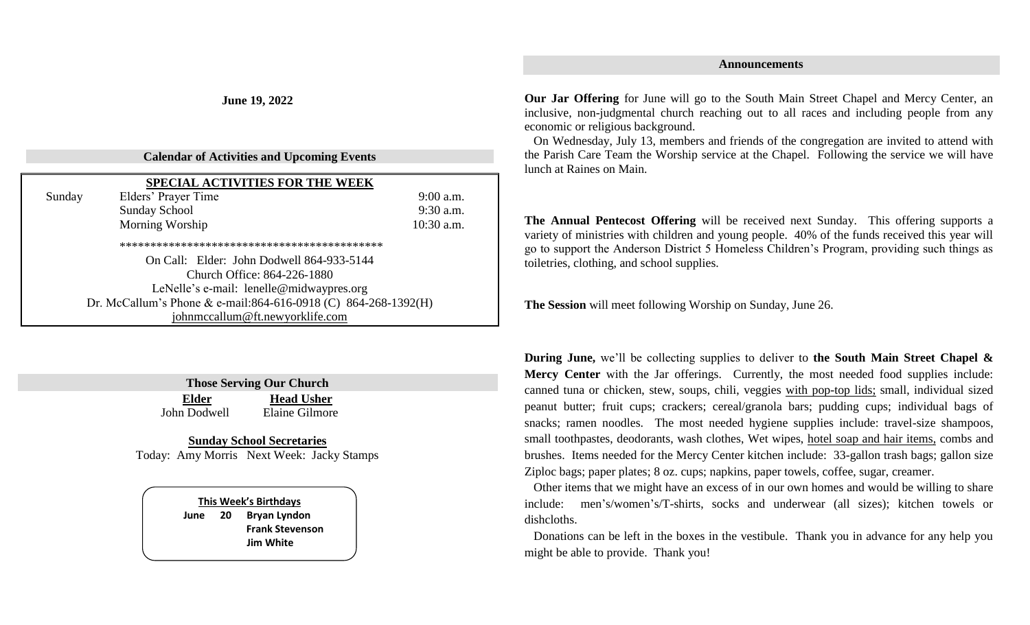**June 19, 2022**

## Calendar of Activities and Upcoming Events

**SPECIAL ACTIVITIES FOR THE WEEK**

| | | |
|---|---|---|
| Sunday | Elders' Prayer Time | 9:00 a.m. |
| | Sunday School | 9:30 a.m. |
| | Morning Worship | 10:30 a.m. |

*******************************************

On Call: Elder: John Dodwell 864-933-5144

Church Office: 864-226-1880

LeNelle's e-mail: lenelle@midwaypres.org

Dr. McCallum's Phone & e-mail:864-616-0918 (C) 864-268-1392(H)

johnmccallum@ft.newyorklife.com

## Those Serving Our Church

| Elder | Head Usher |
|---|---|
| John Dodwell | Elaine Gilmore |

**Sunday School Secretaries**

Today: Amy Morris Next Week: Jacky Stamps

**This Week's Birthdays**

**June 20 Bryan Lyndon**
**Frank Stevenson**
**Jim White**

## Announcements

**Our Jar Offering** for June will go to the South Main Street Chapel and Mercy Center, an inclusive, non-judgmental church reaching out to all races and including people from any economic or religious background.

On Wednesday, July 13, members and friends of the congregation are invited to attend with the Parish Care Team the Worship service at the Chapel. Following the service we will have lunch at Raines on Main.

**The Annual Pentecost Offering** will be received next Sunday. This offering supports a variety of ministries with children and young people. 40% of the funds received this year will go to support the Anderson District 5 Homeless Children's Program, providing such things as toiletries, clothing, and school supplies.

**The Session** will meet following Worship on Sunday, June 26.

**During June,** we'll be collecting supplies to deliver to **the South Main Street Chapel & Mercy Center** with the Jar offerings. Currently, the most needed food supplies include: canned tuna or chicken, stew, soups, chili, veggies with pop-top lids; small, individual sized peanut butter; fruit cups; crackers; cereal/granola bars; pudding cups; individual bags of snacks; ramen noodles. The most needed hygiene supplies include: travel-size shampoos, small toothpastes, deodorants, wash clothes, Wet wipes, hotel soap and hair items, combs and brushes. Items needed for the Mercy Center kitchen include: 33-gallon trash bags; gallon size Ziploc bags; paper plates; 8 oz. cups; napkins, paper towels, coffee, sugar, creamer.

Other items that we might have an excess of in our own homes and would be willing to share include: men's/women's/T-shirts, socks and underwear (all sizes); kitchen towels or dishcloths.

Donations can be left in the boxes in the vestibule. Thank you in advance for any help you might be able to provide. Thank you!